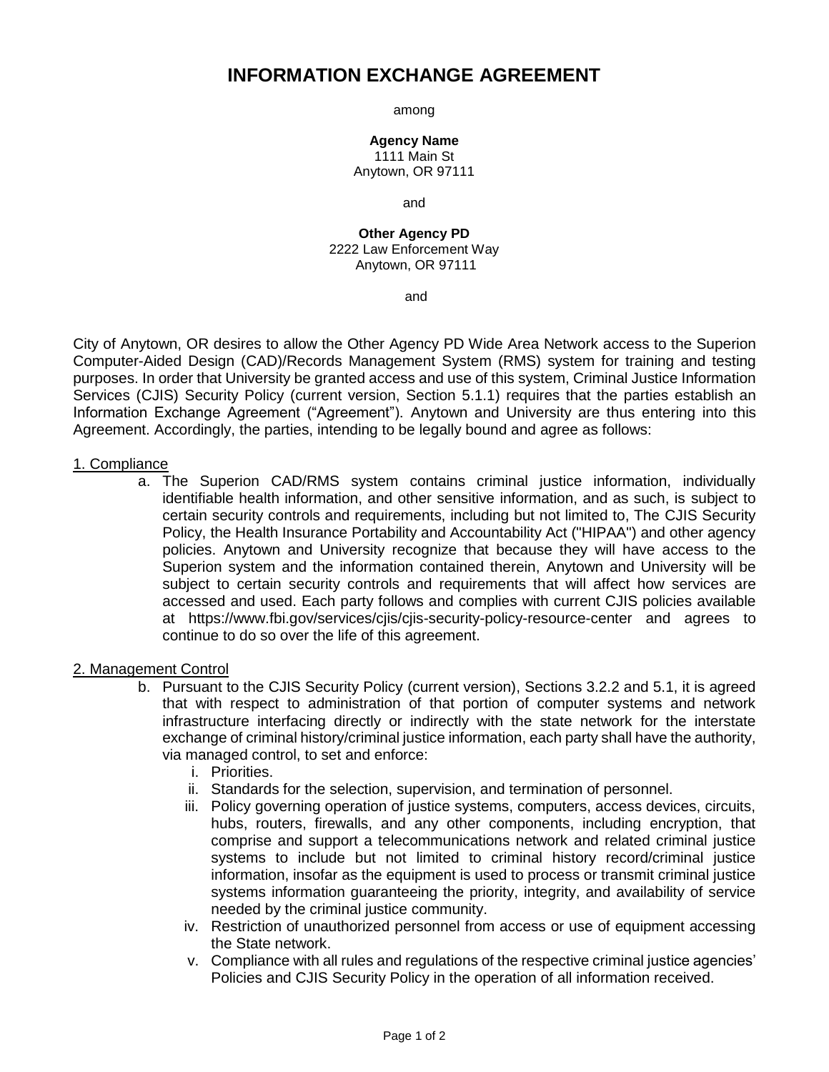# INFORMATION EXCHANGE AGREEMENT

among

**Agency Name**
1111 Main St
Anytown, OR 97111

and

**Other Agency PD**
2222 Law Enforcement Way
Anytown, OR 97111

and

City of Anytown, OR desires to allow the Other Agency PD Wide Area Network access to the Superion Computer-Aided Design (CAD)/Records Management System (RMS) system for training and testing purposes. In order that University be granted access and use of this system, Criminal Justice Information Services (CJIS) Security Policy (current version, Section 5.1.1) requires that the parties establish an Information Exchange Agreement ("Agreement"). Anytown and University are thus entering into this Agreement. Accordingly, the parties, intending to be legally bound and agree as follows:

1. Compliance

a. The Superion CAD/RMS system contains criminal justice information, individually identifiable health information, and other sensitive information, and as such, is subject to certain security controls and requirements, including but not limited to, The CJIS Security Policy, the Health Insurance Portability and Accountability Act ("HIPAA") and other agency policies. Anytown and University recognize that because they will have access to the Superion system and the information contained therein, Anytown and University will be subject to certain security controls and requirements that will affect how services are accessed and used. Each party follows and complies with current CJIS policies available at https://www.fbi.gov/services/cjis/cjis-security-policy-resource-center and agrees to continue to do so over the life of this agreement.

2. Management Control

b. Pursuant to the CJIS Security Policy (current version), Sections 3.2.2 and 5.1, it is agreed that with respect to administration of that portion of computer systems and network infrastructure interfacing directly or indirectly with the state network for the interstate exchange of criminal history/criminal justice information, each party shall have the authority, via managed control, to set and enforce:
   i. Priorities.
   ii. Standards for the selection, supervision, and termination of personnel.
   iii. Policy governing operation of justice systems, computers, access devices, circuits, hubs, routers, firewalls, and any other components, including encryption, that comprise and support a telecommunications network and related criminal justice systems to include but not limited to criminal history record/criminal justice information, insofar as the equipment is used to process or transmit criminal justice systems information guaranteeing the priority, integrity, and availability of service needed by the criminal justice community.
   iv. Restriction of unauthorized personnel from access or use of equipment accessing the State network.
   v. Compliance with all rules and regulations of the respective criminal justice agencies' Policies and CJIS Security Policy in the operation of all information received.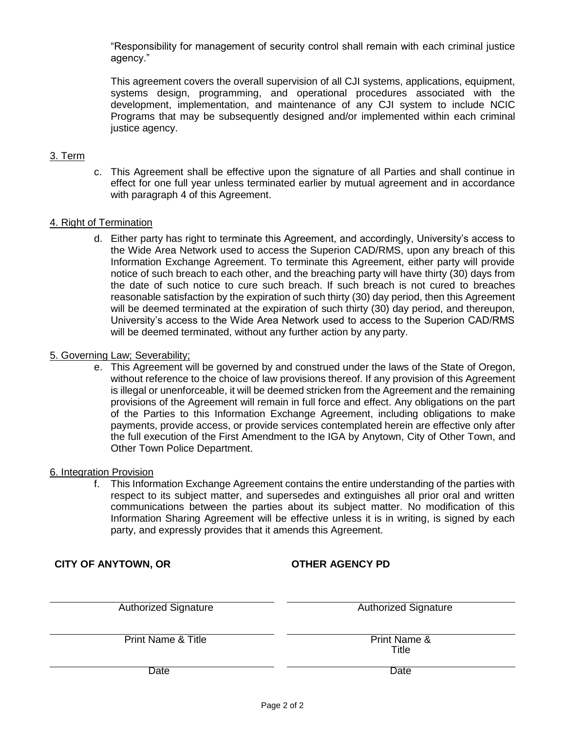"Responsibility for management of security control shall remain with each criminal justice agency."

This agreement covers the overall supervision of all CJI systems, applications, equipment, systems design, programming, and operational procedures associated with the development, implementation, and maintenance of any CJI system to include NCIC Programs that may be subsequently designed and/or implemented within each criminal justice agency.

<u>3. Term</u>

c. This Agreement shall be effective upon the signature of all Parties and shall continue in effect for one full year unless terminated earlier by mutual agreement and in accordance with paragraph 4 of this Agreement.

<u>4. Right of Termination</u>

d. Either party has right to terminate this Agreement, and accordingly, University's access to the Wide Area Network used to access the Superion CAD/RMS, upon any breach of this Information Exchange Agreement. To terminate this Agreement, either party will provide notice of such breach to each other, and the breaching party will have thirty (30) days from the date of such notice to cure such breach. If such breach is not cured to breaches reasonable satisfaction by the expiration of such thirty (30) day period, then this Agreement will be deemed terminated at the expiration of such thirty (30) day period, and thereupon, University's access to the Wide Area Network used to access to the Superion CAD/RMS will be deemed terminated, without any further action by any party.

<u>5. Governing Law; Severability;</u>

e. This Agreement will be governed by and construed under the laws of the State of Oregon, without reference to the choice of law provisions thereof. If any provision of this Agreement is illegal or unenforceable, it will be deemed stricken from the Agreement and the remaining provisions of the Agreement will remain in full force and effect. Any obligations on the part of the Parties to this Information Exchange Agreement, including obligations to make payments, provide access, or provide services contemplated herein are effective only after the full execution of the First Amendment to the IGA by Anytown, City of Other Town, and Other Town Police Department.

<u>6. Integration Provision</u>

f. This Information Exchange Agreement contains the entire understanding of the parties with respect to its subject matter, and supersedes and extinguishes all prior oral and written communications between the parties about its subject matter. No modification of this Information Sharing Agreement will be effective unless it is in writing, is signed by each party, and expressly provides that it amends this Agreement.

| CITY OF ANYTOWN, OR | OTHER AGENCY PD |
|---|---|
| Authorized Signature | Authorized Signature |
| Print Name & Title | Print Name & Title |
| Date | Date |